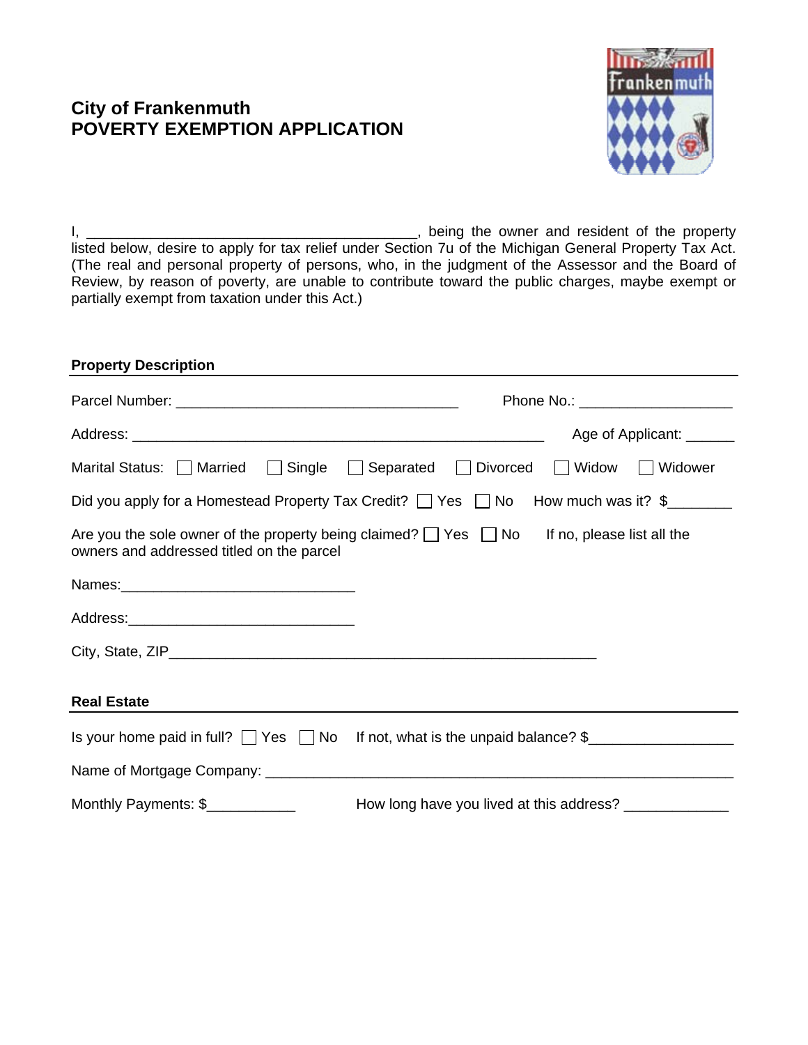# City of Frankenmuth
# POVERTY EXEMPTION APPLICATION

I, ________________________________________, being the owner and resident of the property listed below, desire to apply for tax relief under Section 7u of the Michigan General Property Tax Act. (The real and personal property of persons, who, in the judgment of the Assessor and the Board of Review, by reason of poverty, are unable to contribute toward the public charges, maybe exempt or partially exempt from taxation under this Act.)

## Property Description

Parcel Number: ___________________________________ Phone No.: __________________

Address: ___________________________________________________ Age of Applicant: ______

Marital Status: ☐ Married ☐ Single ☐ Separated ☐ Divorced ☐ Widow ☐ Widower

Did you apply for a Homestead Property Tax Credit? ☐ Yes ☐ No How much was it? $________

Are you the sole owner of the property being claimed? ☐ Yes ☐ No If no, please list all the owners and addressed titled on the parcel

Names:_____________________________

Address:____________________________

City, State, ZIP_____________________________________________________

## Real Estate

Is your home paid in full? ☐ Yes ☐ No If not, what is the unpaid balance? $_________________

Name of Mortgage Company: ___________________________________________________________

Monthly Payments: $___________ How long have you lived at this address? _____________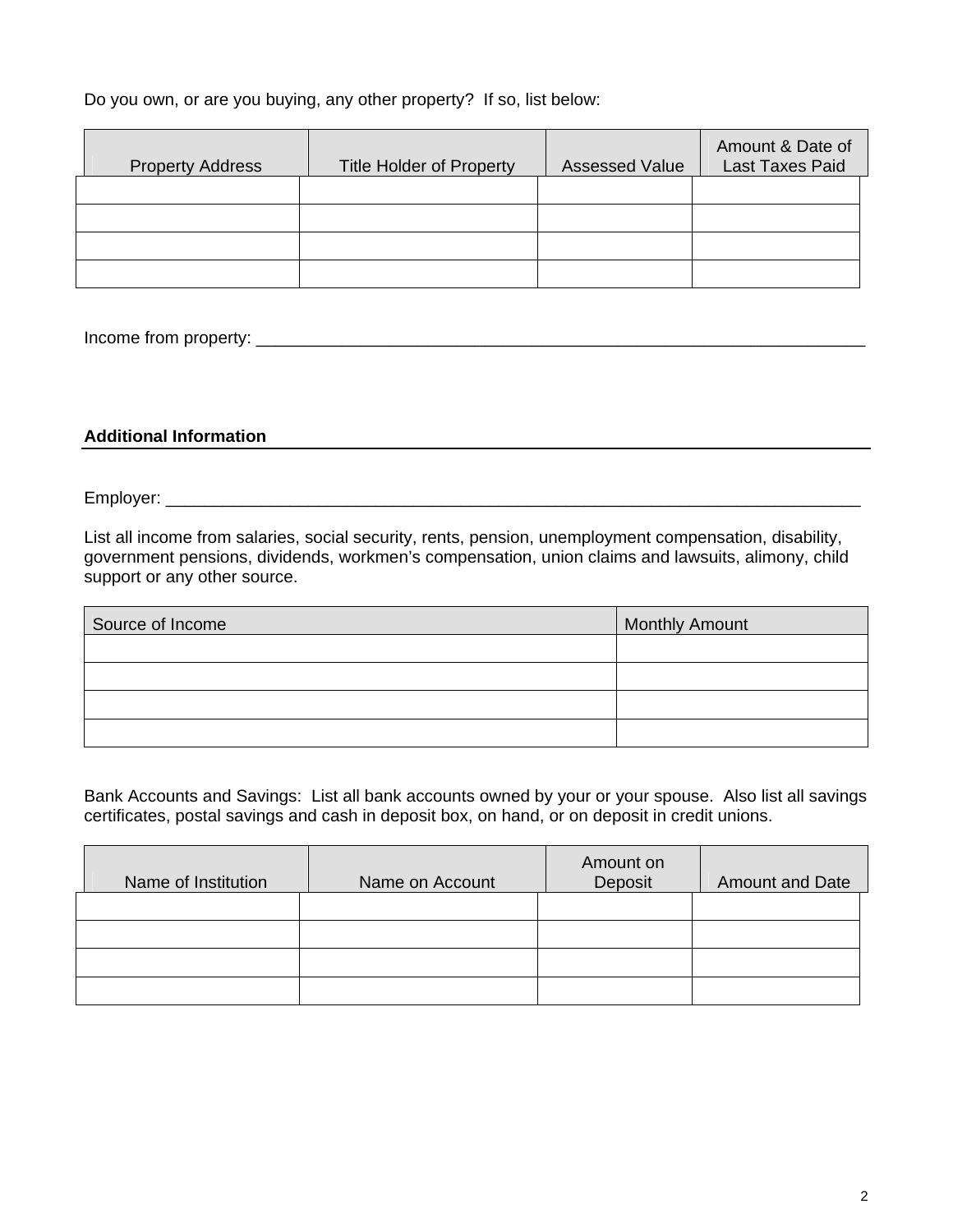Do you own, or are you buying, any other property? If so, list below:

| Property Address | Title Holder of Property | Assessed Value | Amount & Date of Last Taxes Paid |
| --- | --- | --- | --- |
| | | | |
| | | | |
| | | | |
| | | | |

Income from property: ___________________________________________________________________

## Additional Information

Employer: ___________________________________________________________________________

List all income from salaries, social security, rents, pension, unemployment compensation, disability, government pensions, dividends, workmen's compensation, union claims and lawsuits, alimony, child support or any other source.

| Source of Income | Monthly Amount |
| --- | --- |
| | |
| | |
| | |
| | |

Bank Accounts and Savings: List all bank accounts owned by your or your spouse. Also list all savings certificates, postal savings and cash in deposit box, on hand, or on deposit in credit unions.

| Name of Institution | Name on Account | Amount on Deposit | Amount and Date |
| --- | --- | --- | --- |
| | | | |
| | | | |
| | | | |
| | | | |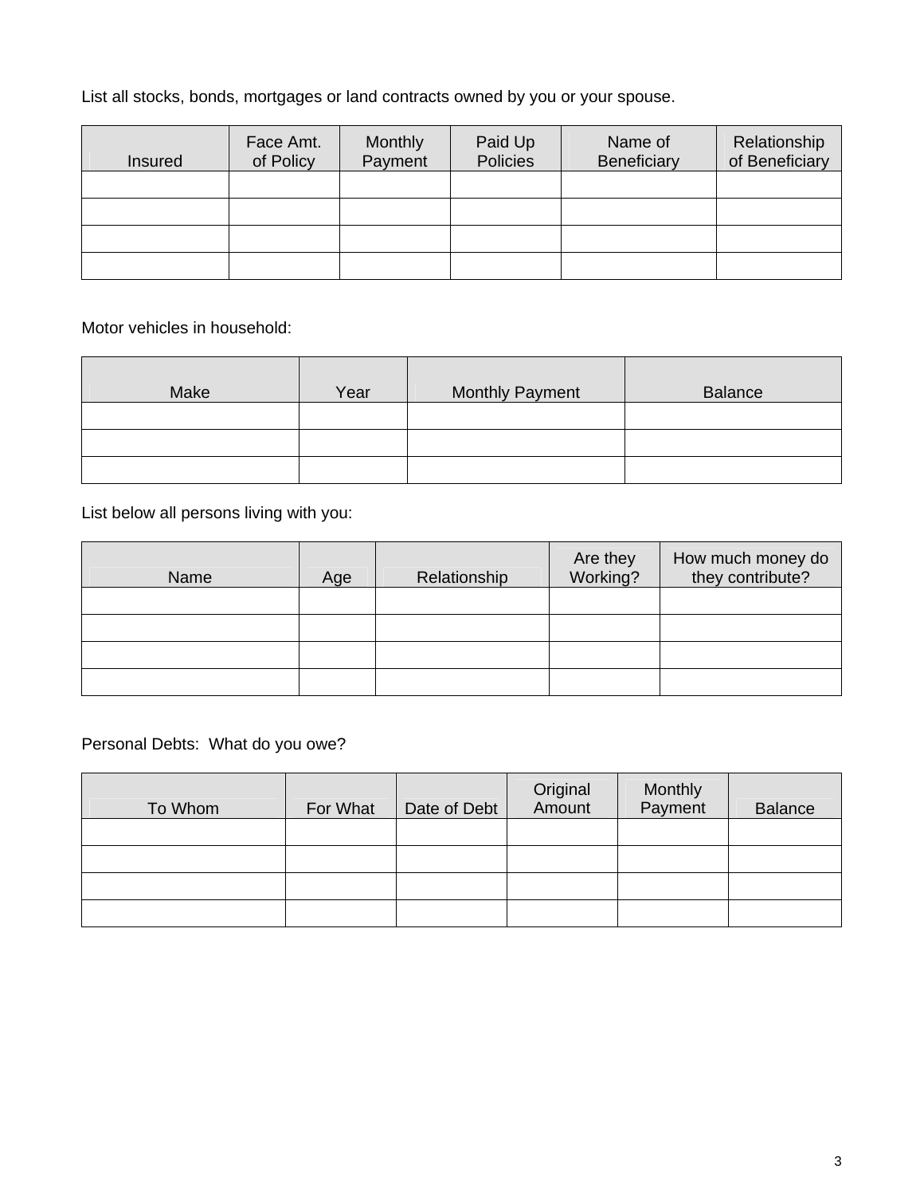List all stocks, bonds, mortgages or land contracts owned by you or your spouse.

| Insured | Face Amt. of Policy | Monthly Payment | Paid Up Policies | Name of Beneficiary | Relationship of Beneficiary |
|---|---|---|---|---|---|
| | | | | | |
| | | | | | |
| | | | | | |
| | | | | | |

Motor vehicles in household:

| Make | Year | Monthly Payment | Balance |
|---|---|---|---|
| | | | |
| | | | |
| | | | |

List below all persons living with you:

| Name | Age | Relationship | Are they Working? | How much money do they contribute? |
|---|---|---|---|---|
| | | | | |
| | | | | |
| | | | | |
| | | | | |

Personal Debts: What do you owe?

| To Whom | For What | Date of Debt | Original Amount | Monthly Payment | Balance |
|---|---|---|---|---|---|
| | | | | | |
| | | | | | |
| | | | | | |
| | | | | | |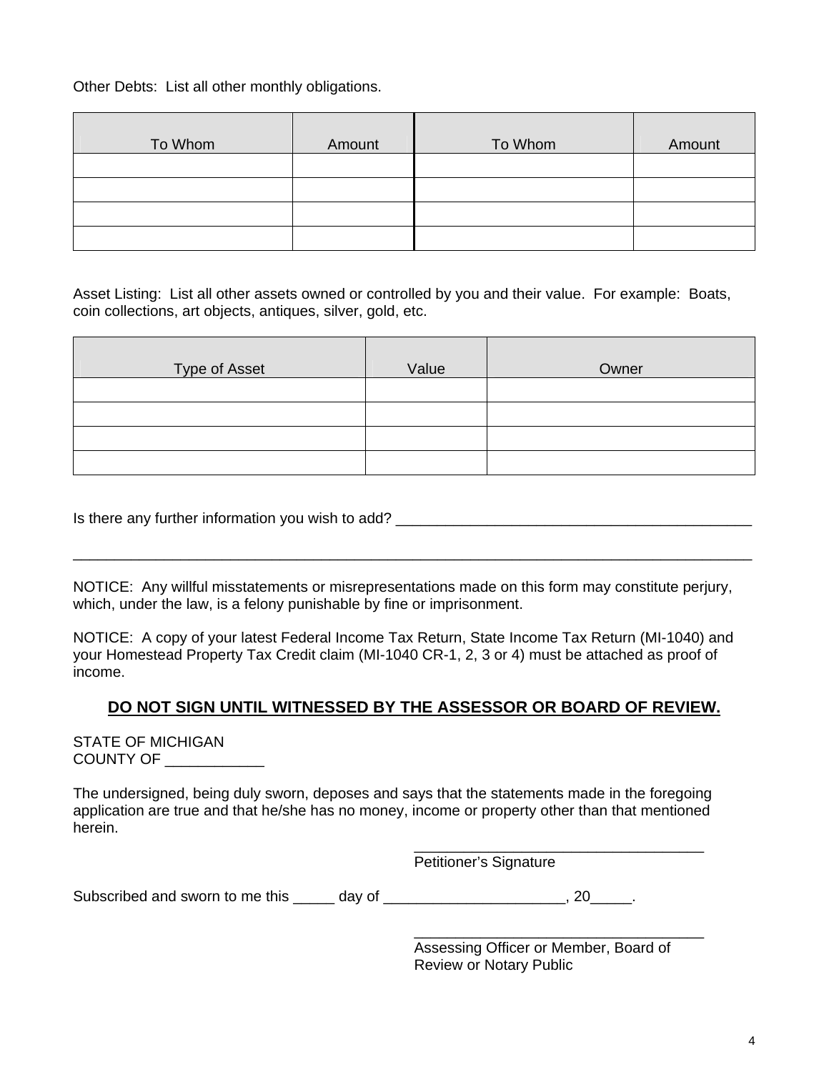Other Debts: List all other monthly obligations.

| To Whom | Amount | To Whom | Amount |
|---|---|---|---|
| | | | |
| | | | |
| | | | |
| | | | |

Asset Listing: List all other assets owned or controlled by you and their value. For example: Boats, coin collections, art objects, antiques, silver, gold, etc.

| Type of Asset | Value | Owner |
|---|---|---|
| | | |
| | | |
| | | |
| | | |

Is there any further information you wish to add? _____________________________________________

_____________________________________________________________________________________

NOTICE: Any willful misstatements or misrepresentations made on this form may constitute perjury, which, under the law, is a felony punishable by fine or imprisonment.

NOTICE: A copy of your latest Federal Income Tax Return, State Income Tax Return (MI-1040) and your Homestead Property Tax Credit claim (MI-1040 CR-1, 2, 3 or 4) must be attached as proof of income.

**DO NOT SIGN UNTIL WITNESSED BY THE ASSESSOR OR BOARD OF REVIEW.**

STATE OF MICHIGAN
COUNTY OF ____________

The undersigned, being duly sworn, deposes and says that the statements made in the foregoing application are true and that he/she has no money, income or property other than that mentioned herein.

____________________________________
Petitioner's Signature

Subscribed and sworn to me this _____ day of ______________________, 20_____.

____________________________________
Assessing Officer or Member, Board of Review or Notary Public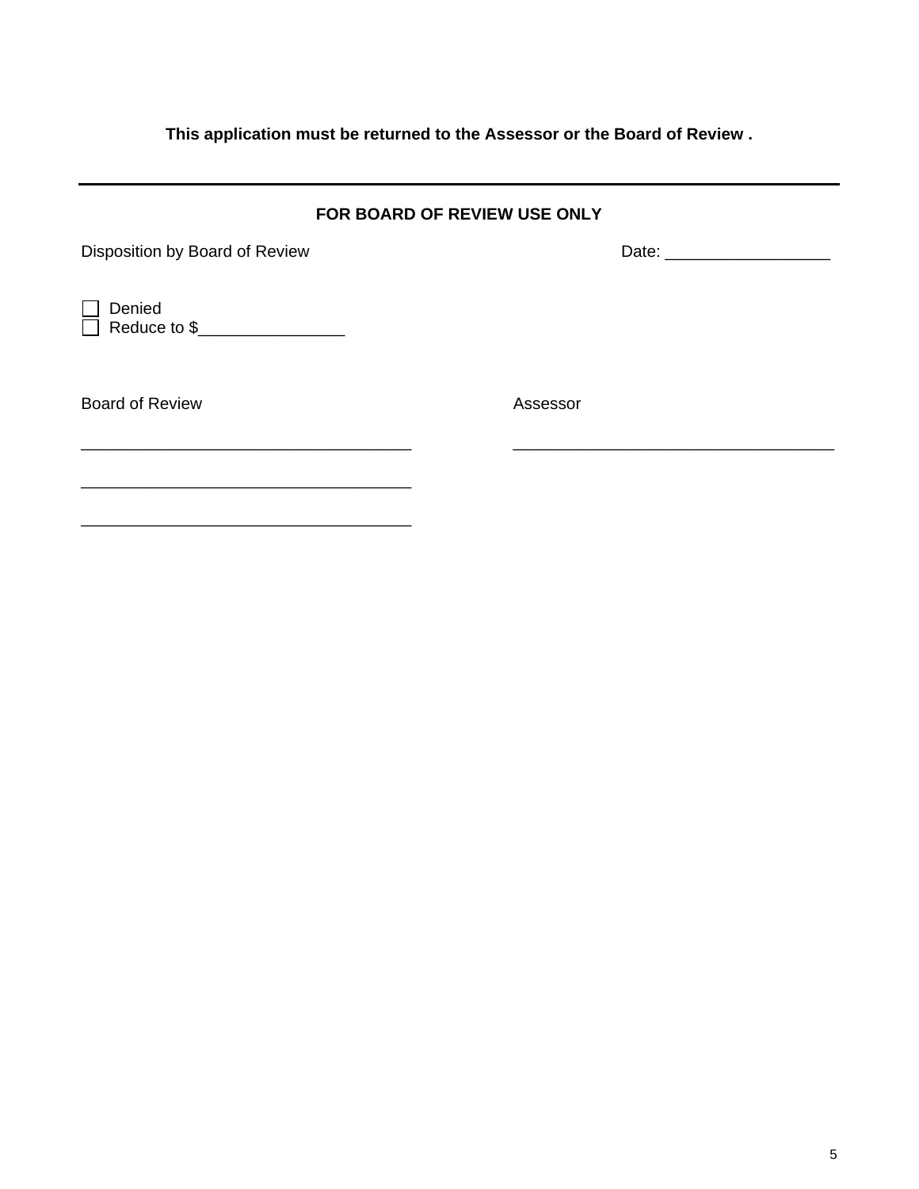**This application must be returned to the Assessor or the Board of Review .**

---

**FOR BOARD OF REVIEW USE ONLY**

Disposition by Board of Review Date: __________________

☐ Denied
☐ Reduce to $________________

Board of Review

____________________________________

____________________________________

____________________________________

Assessor

____________________________________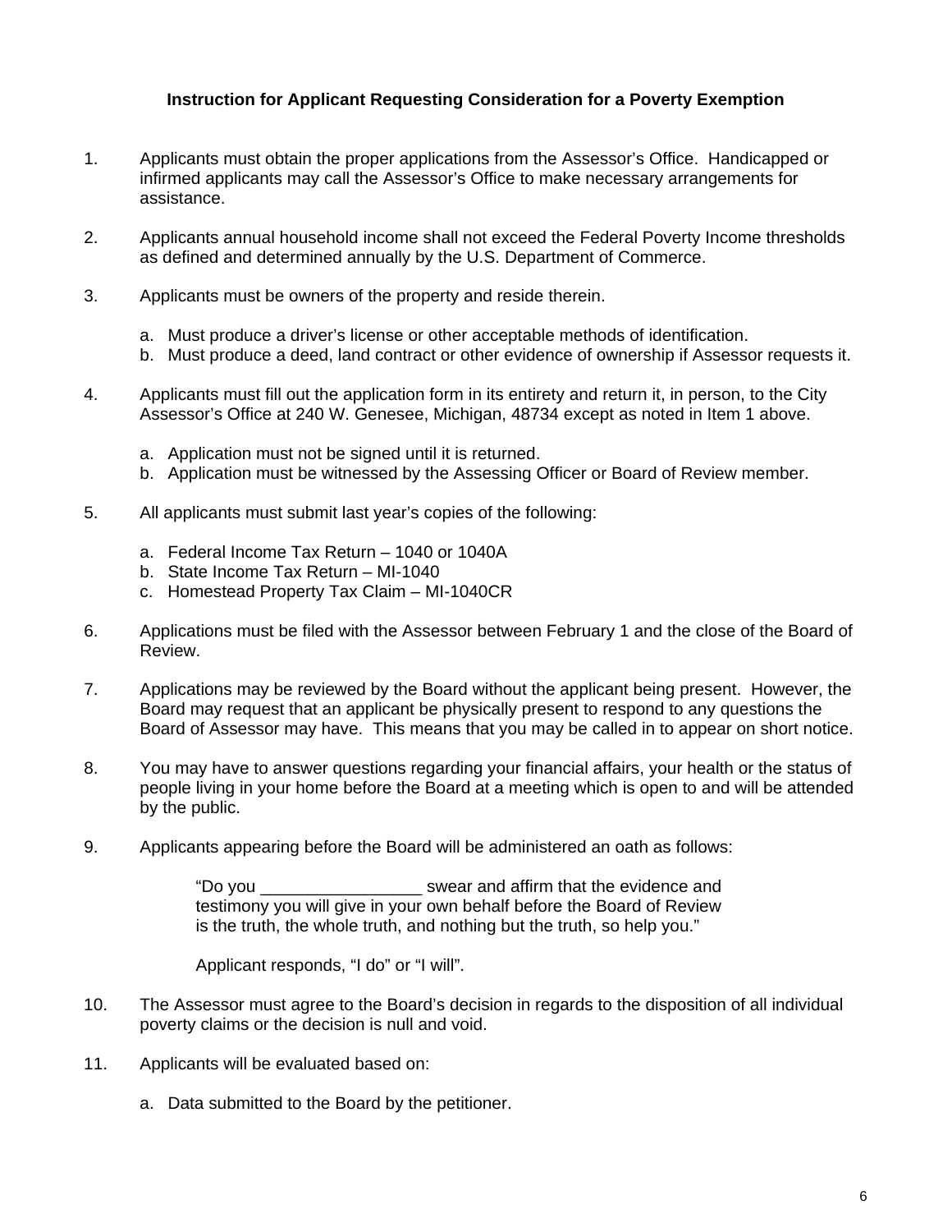### Instruction for Applicant Requesting Consideration for a Poverty Exemption

1. Applicants must obtain the proper applications from the Assessor's Office. Handicapped or infirmed applicants may call the Assessor's Office to make necessary arrangements for assistance.

2. Applicants annual household income shall not exceed the Federal Poverty Income thresholds as defined and determined annually by the U.S. Department of Commerce.

3. Applicants must be owners of the property and reside therein.

   a. Must produce a driver's license or other acceptable methods of identification.
   b. Must produce a deed, land contract or other evidence of ownership if Assessor requests it.

4. Applicants must fill out the application form in its entirety and return it, in person, to the City Assessor's Office at 240 W. Genesee, Michigan, 48734 except as noted in Item 1 above.

   a. Application must not be signed until it is returned.
   b. Application must be witnessed by the Assessing Officer or Board of Review member.

5. All applicants must submit last year's copies of the following:

   a. Federal Income Tax Return – 1040 or 1040A
   b. State Income Tax Return – MI-1040
   c. Homestead Property Tax Claim – MI-1040CR

6. Applications must be filed with the Assessor between February 1 and the close of the Board of Review.

7. Applications may be reviewed by the Board without the applicant being present. However, the Board may request that an applicant be physically present to respond to any questions the Board of Assessor may have. This means that you may be called in to appear on short notice.

8. You may have to answer questions regarding your financial affairs, your health or the status of people living in your home before the Board at a meeting which is open to and will be attended by the public.

9. Applicants appearing before the Board will be administered an oath as follows:

   "Do you _________________ swear and affirm that the evidence and testimony you will give in your own behalf before the Board of Review is the truth, the whole truth, and nothing but the truth, so help you."

   Applicant responds, "I do" or "I will".

10. The Assessor must agree to the Board's decision in regards to the disposition of all individual poverty claims or the decision is null and void.

11. Applicants will be evaluated based on:

    a. Data submitted to the Board by the petitioner.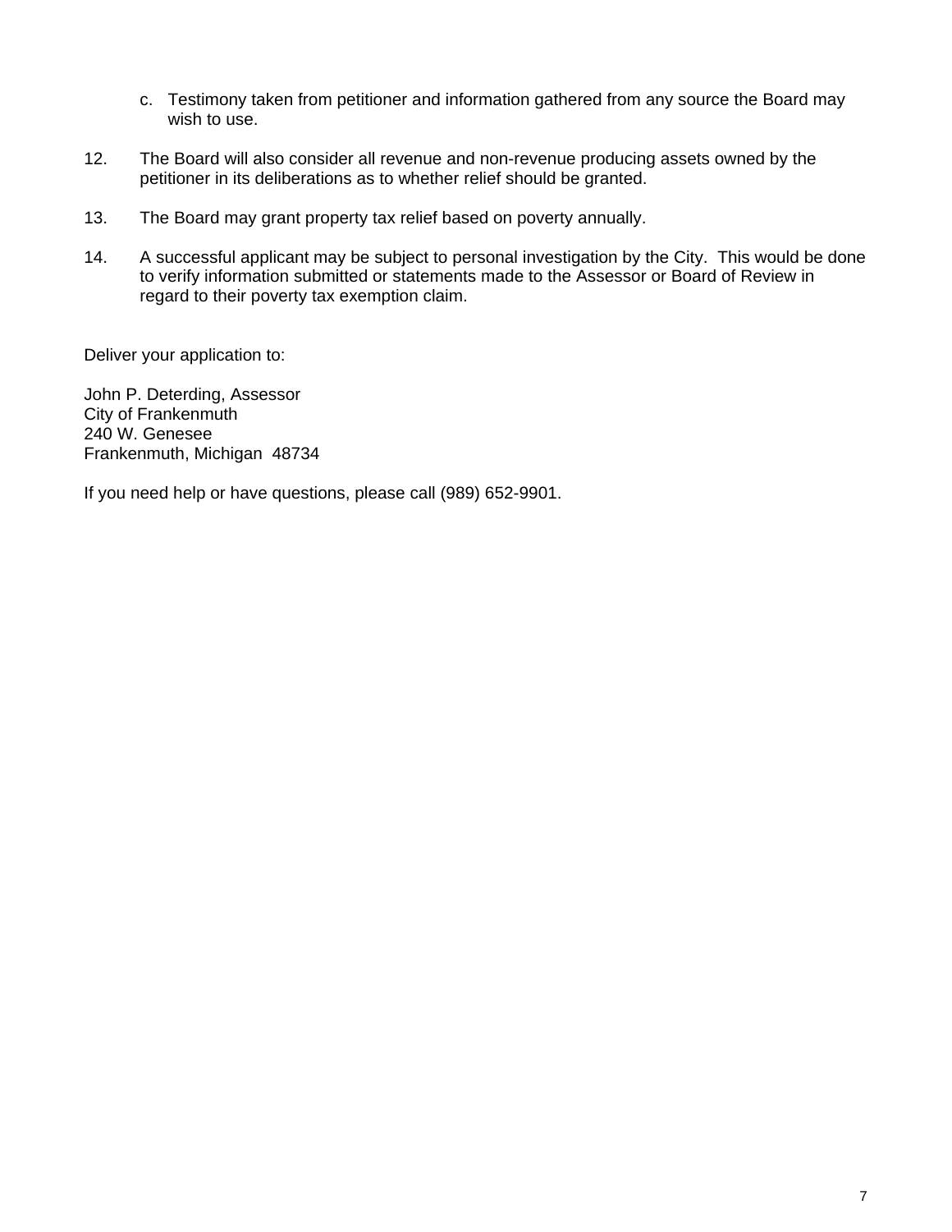c. Testimony taken from petitioner and information gathered from any source the Board may wish to use.

12. The Board will also consider all revenue and non-revenue producing assets owned by the petitioner in its deliberations as to whether relief should be granted.

13. The Board may grant property tax relief based on poverty annually.

14. A successful applicant may be subject to personal investigation by the City. This would be done to verify information submitted or statements made to the Assessor or Board of Review in regard to their poverty tax exemption claim.

Deliver your application to:

John P. Deterding, Assessor
City of Frankenmuth
240 W. Genesee
Frankenmuth, Michigan 48734

If you need help or have questions, please call (989) 652-9901.